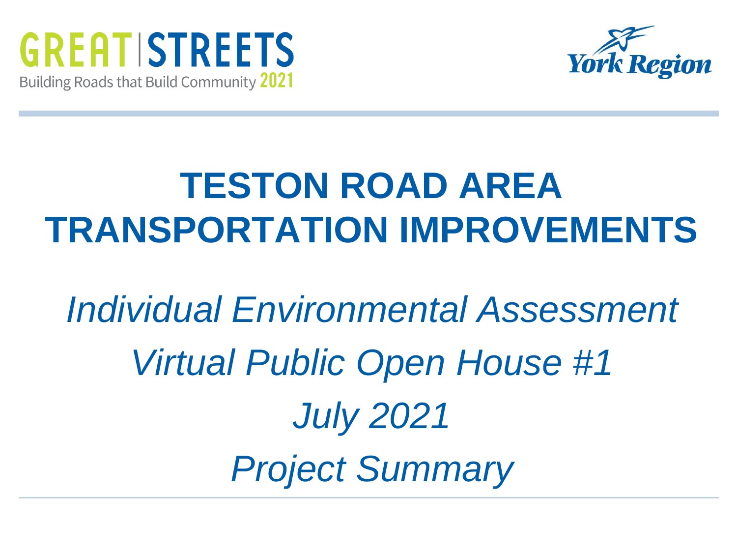GREAT | STREETS
Building Roads that Build Community 2021

York Region

# TESTON ROAD AREA TRANSPORTATION IMPROVEMENTS

*Individual Environmental Assessment*

*Virtual Public Open House #1*

*July 2021*

*Project Summary*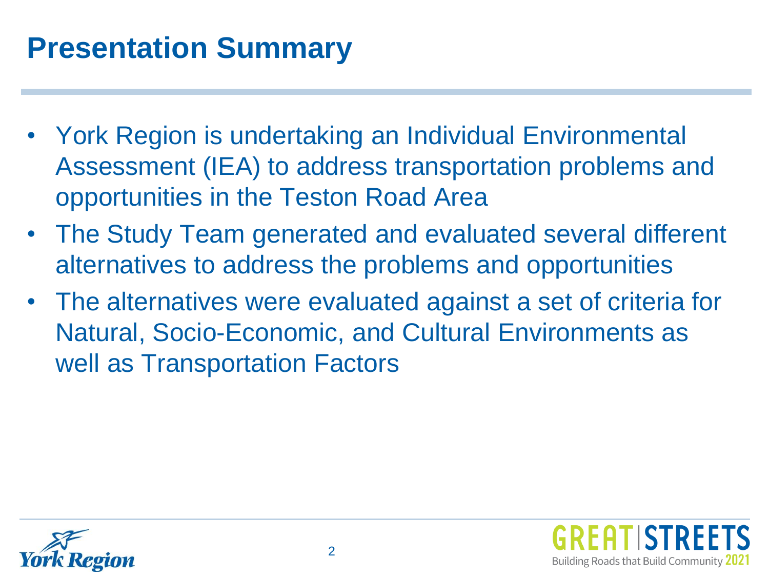# Presentation Summary

- York Region is undertaking an Individual Environmental Assessment (IEA) to address transportation problems and opportunities in the Teston Road Area
- The Study Team generated and evaluated several different alternatives to address the problems and opportunities
- The alternatives were evaluated against a set of criteria for Natural, Socio-Economic, and Cultural Environments as well as Transportation Factors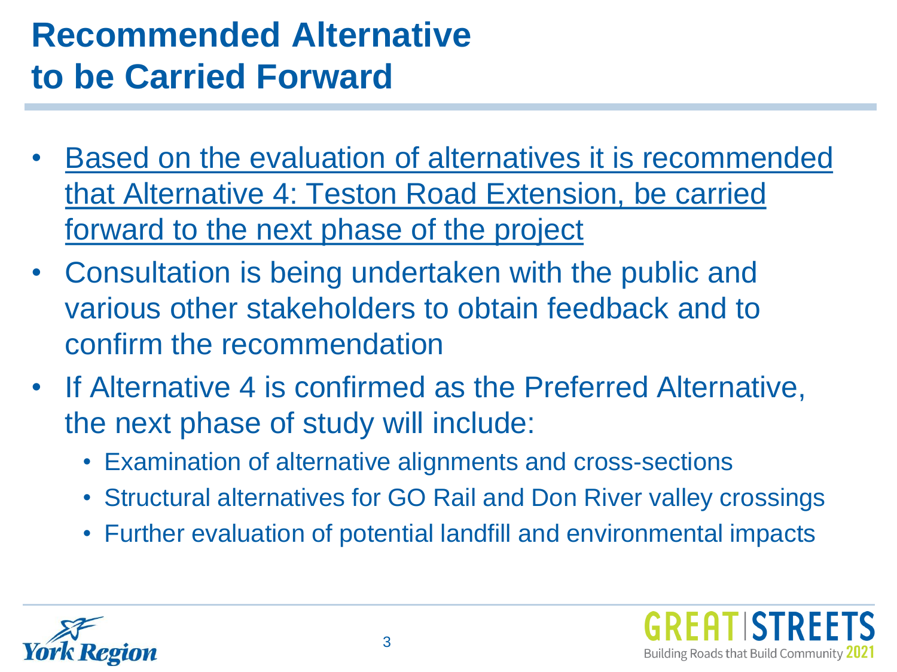# Recommended Alternative to be Carried Forward

- <u>Based on the evaluation of alternatives it is recommended that Alternative 4: Teston Road Extension, be carried forward to the next phase of the project</u>
- Consultation is being undertaken with the public and various other stakeholders to obtain feedback and to confirm the recommendation
- If Alternative 4 is confirmed as the Preferred Alternative, the next phase of study will include:
  - Examination of alternative alignments and cross-sections
  - Structural alternatives for GO Rail and Don River valley crossings
  - Further evaluation of potential landfill and environmental impacts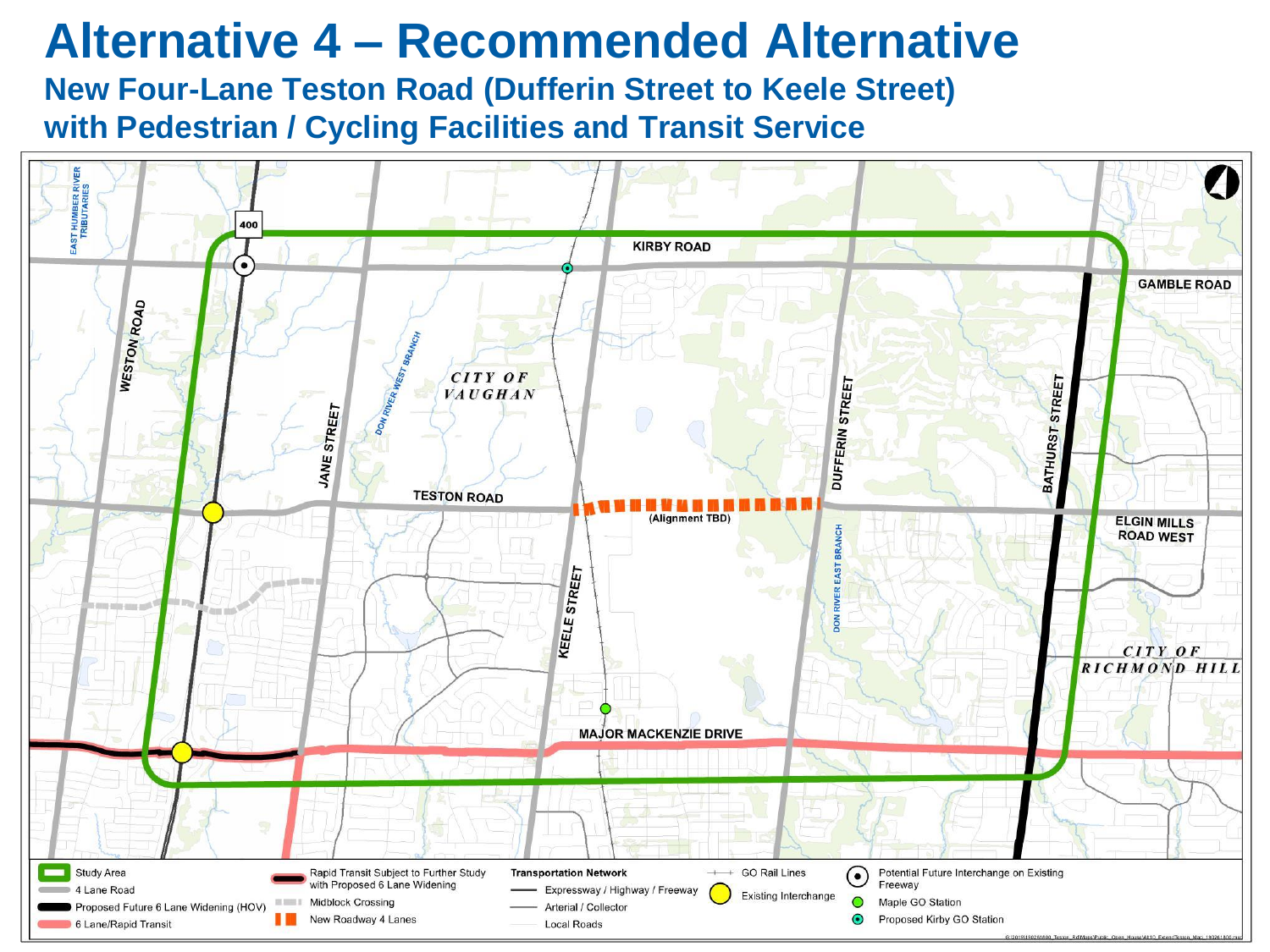# Alternative 4 – Recommended Alternative

## New Four-Lane Teston Road (Dufferin Street to Keele Street) with Pedestrian / Cycling Facilities and Transit Service

KIRBY ROAD

GAMBLE ROAD

WESTON ROAD

JANE STREET

DON RIVER WEST BRANCH

*CITY OF VAUGHAN*

DUFFERIN STREET

BATHURST STREET

TESTON ROAD

(Alignment TBD)

ELGIN MILLS ROAD WEST

DON RIVER EAST BRANCH

KEELE STREET

*CITY OF RICHMOND HILL*

MAJOR MACKENZIE DRIVE

EAST HUMBER RIVER TRIBUTARIES

400

**Legend**

- Study Area
- 4 Lane Road
- Proposed Future 6 Lane Widening (HOV)
- 6 Lane/Rapid Transit
- Rapid Transit Subject to Further Study with Proposed 6 Lane Widening
- Midblock Crossing
- New Roadway 4 Lanes

**Transportation Network**

- Expressway / Highway / Freeway
- Arterial / Collector
- Local Roads
- GO Rail Lines
- Existing Interchange
- Potential Future Interchange on Existing Freeway
- Maple GO Station
- Proposed Kirby GO Station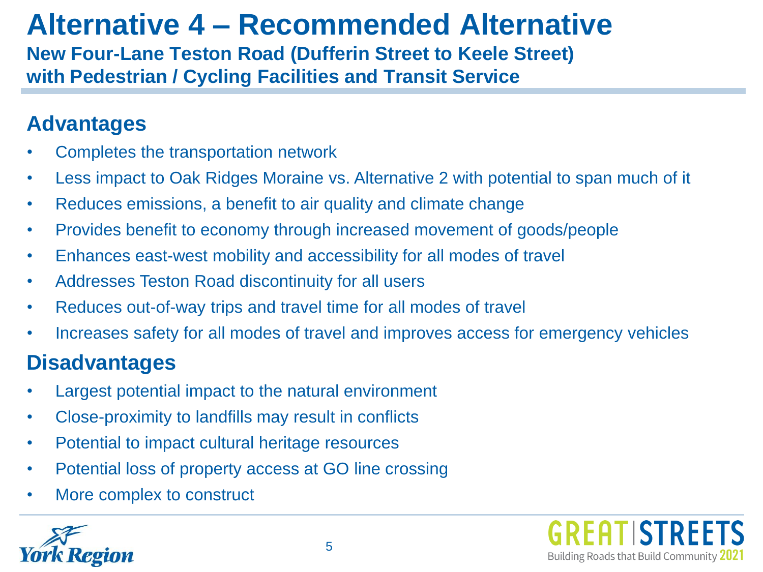# Alternative 4 – Recommended Alternative

**New Four-Lane Teston Road (Dufferin Street to Keele Street) with Pedestrian / Cycling Facilities and Transit Service**

## Advantages

- Completes the transportation network
- Less impact to Oak Ridges Moraine vs. Alternative 2 with potential to span much of it
- Reduces emissions, a benefit to air quality and climate change
- Provides benefit to economy through increased movement of goods/people
- Enhances east-west mobility and accessibility for all modes of travel
- Addresses Teston Road discontinuity for all users
- Reduces out-of-way trips and travel time for all modes of travel
- Increases safety for all modes of travel and improves access for emergency vehicles

## Disadvantages

- Largest potential impact to the natural environment
- Close-proximity to landfills may result in conflicts
- Potential to impact cultural heritage resources
- Potential loss of property access at GO line crossing
- More complex to construct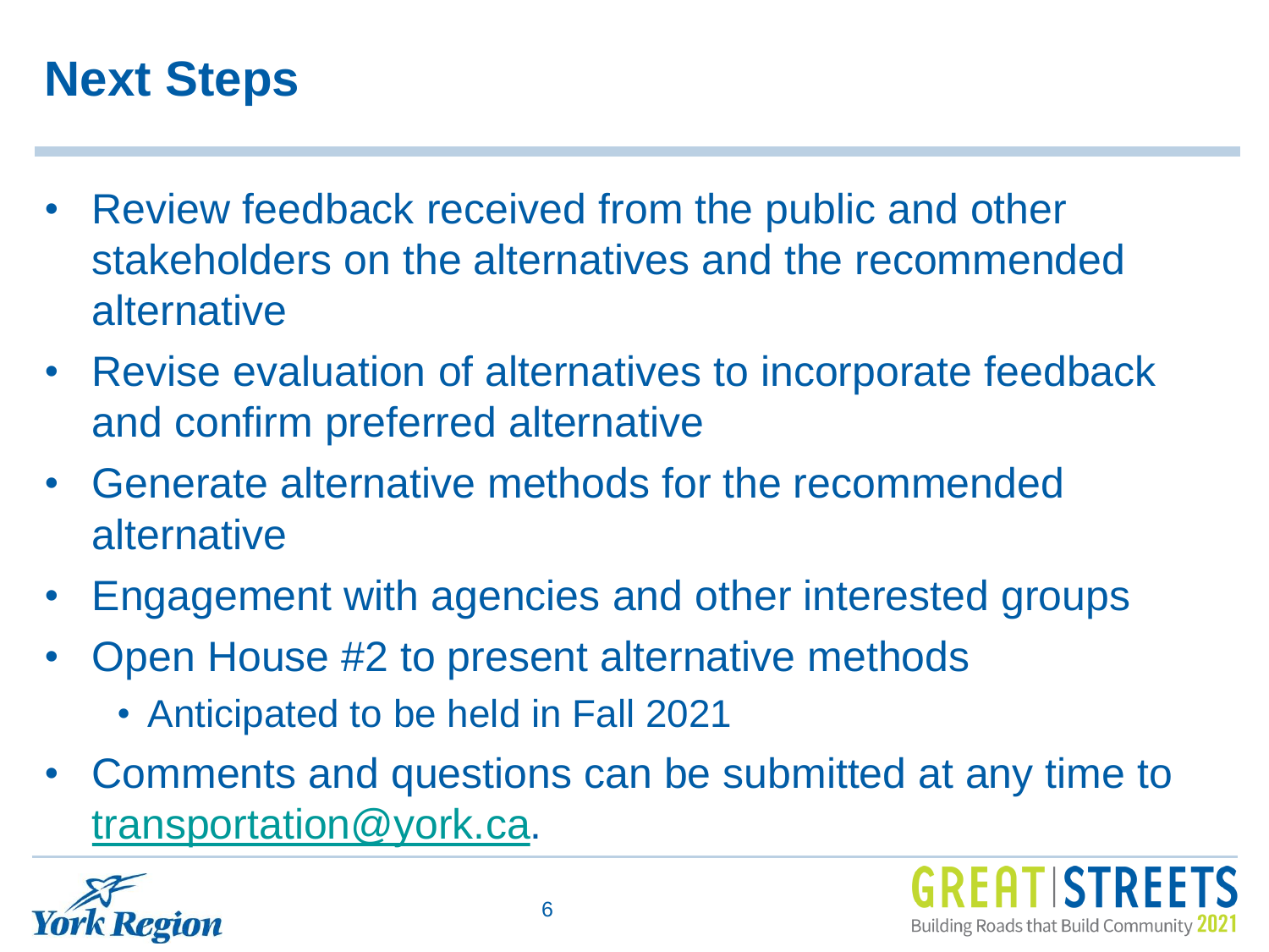# Next Steps

- Review feedback received from the public and other stakeholders on the alternatives and the recommended alternative
- Revise evaluation of alternatives to incorporate feedback and confirm preferred alternative
- Generate alternative methods for the recommended alternative
- Engagement with agencies and other interested groups
- Open House #2 to present alternative methods
  - Anticipated to be held in Fall 2021
- Comments and questions can be submitted at any time to transportation@york.ca.